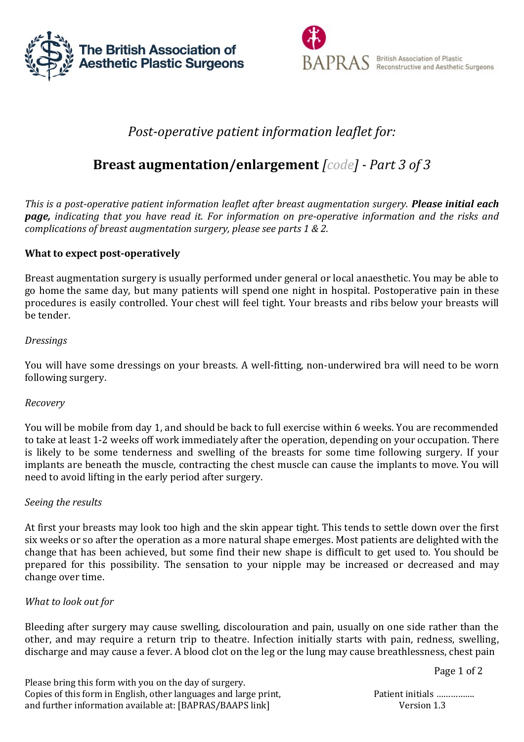The British Association of Aesthetic Plastic Surgeons

BAPRAS British Association of Plastic Reconstructive and Aesthetic Surgeons

*Post-operative patient information leaflet for:*

# **Breast augmentation/enlargement** *[code] - Part 3 of 3*

*This is a post-operative patient information leaflet after breast augmentation surgery.* ***Please initial each page,*** *indicating that you have read it. For information on pre-operative information and the risks and complications of breast augmentation surgery, please see parts 1 & 2.*

## What to expect post-operatively

Breast augmentation surgery is usually performed under general or local anaesthetic. You may be able to go home the same day, but many patients will spend one night in hospital. Postoperative pain in these procedures is easily controlled. Your chest will feel tight. Your breasts and ribs below your breasts will be tender.

### *Dressings*

You will have some dressings on your breasts. A well-fitting, non-underwired bra will need to be worn following surgery.

### *Recovery*

You will be mobile from day 1, and should be back to full exercise within 6 weeks. You are recommended to take at least 1-2 weeks off work immediately after the operation, depending on your occupation. There is likely to be some tenderness and swelling of the breasts for some time following surgery. If your implants are beneath the muscle, contracting the chest muscle can cause the implants to move. You will need to avoid lifting in the early period after surgery.

### *Seeing the results*

At first your breasts may look too high and the skin appear tight. This tends to settle down over the first six weeks or so after the operation as a more natural shape emerges. Most patients are delighted with the change that has been achieved, but some find their new shape is difficult to get used to. You should be prepared for this possibility. The sensation to your nipple may be increased or decreased and may change over time.

### *What to look out for*

Bleeding after surgery may cause swelling, discolouration and pain, usually on one side rather than the other, and may require a return trip to theatre. Infection initially starts with pain, redness, swelling, discharge and may cause a fever. A blood clot on the leg or the lung may cause breathlessness, chest pain

Please bring this form with you on the day of surgery.
Copies of this form in English, other languages and large print, and further information available at: [BAPRAS/BAAPS link]

Patient initials ................
Version 1.3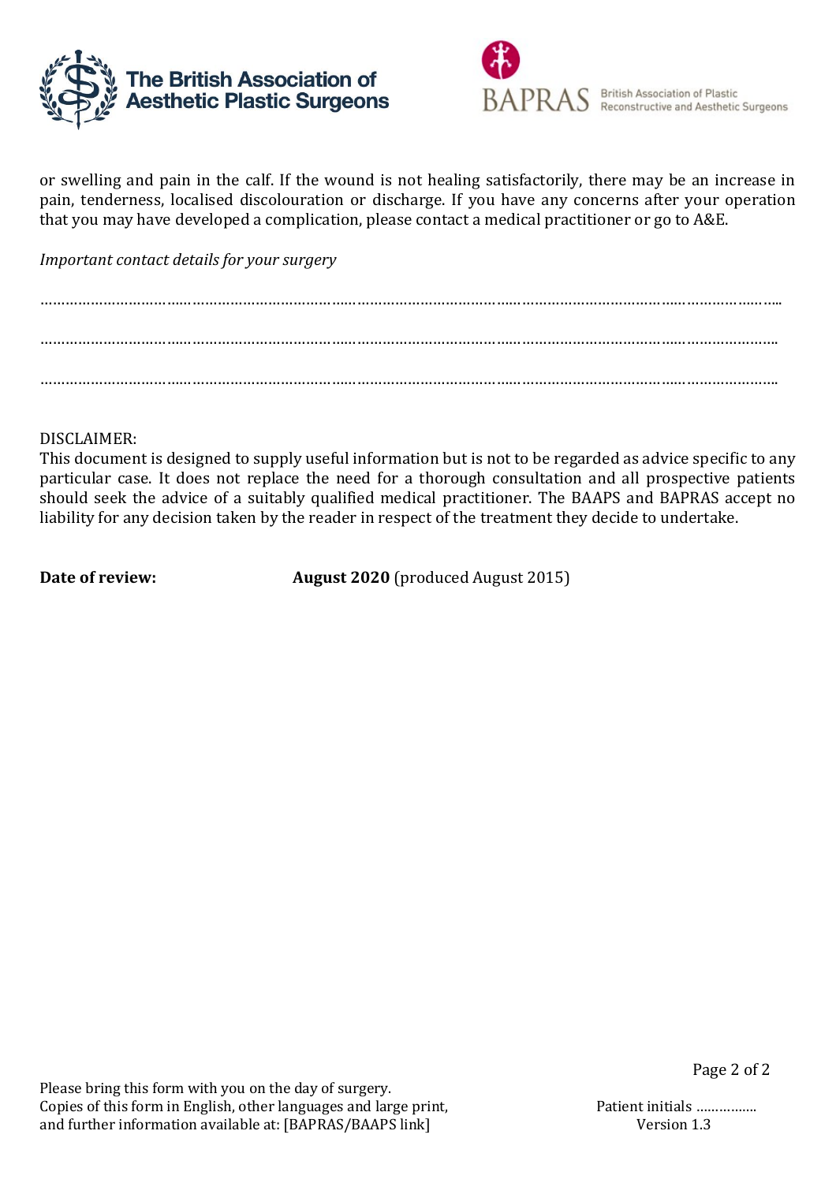or swelling and pain in the calf. If the wound is not healing satisfactorily, there may be an increase in pain, tenderness, localised discolouration or discharge. If you have any concerns after your operation that you may have developed a complication, please contact a medical practitioner or go to A&E.

*Important contact details for your surgery*

……………………………………………………………………………………………………………………………………………

……………………………………………………………………………………………………………………………………………

……………………………………………………………………………………………………………………………………………

DISCLAIMER:
This document is designed to supply useful information but is not to be regarded as advice specific to any particular case. It does not replace the need for a thorough consultation and all prospective patients should seek the advice of a suitably qualified medical practitioner. The BAAPS and BAPRAS accept no liability for any decision taken by the reader in respect of the treatment they decide to undertake.

**Date of review:** **August 2020** (produced August 2015)

Please bring this form with you on the day of surgery.
Copies of this form in English, other languages and large print, and further information available at: [BAPRAS/BAAPS link]

Patient initials …………….
Version 1.3